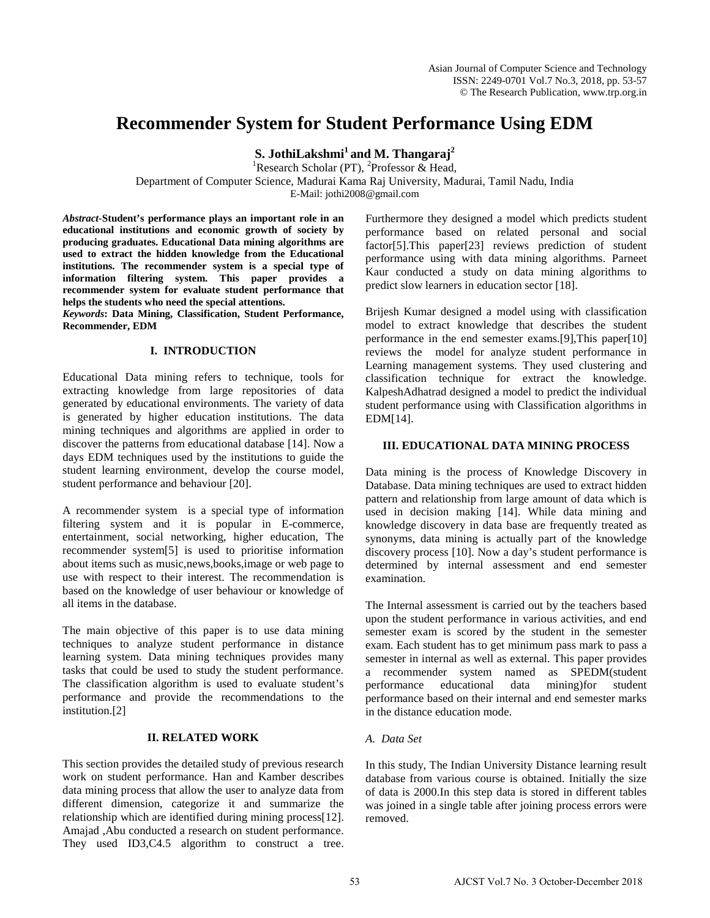# Recommender System for Student Performance Using EDM

**S. JothiLakshmi[1] and M. Thangaraj[2]**

[1]Research Scholar (PT), [2]Professor & Head,
Department of Computer Science, Madurai Kama Raj University, Madurai, Tamil Nadu, India
E-Mail: jothi2008@gmail.com

***Abstract*-Student's performance plays an important role in an educational institutions and economic growth of society by producing graduates. Educational Data mining algorithms are used to extract the hidden knowledge from the Educational institutions. The recommender system is a special type of information filtering system. This paper provides a recommender system for evaluate student performance that helps the students who need the special attentions.**

***Keywords*: Data Mining, Classification, Student Performance, Recommender, EDM**

## I. INTRODUCTION

Educational Data mining refers to technique, tools for extracting knowledge from large repositories of data generated by educational environments. The variety of data is generated by higher education institutions. The data mining techniques and algorithms are applied in order to discover the patterns from educational database [14]. Now a days EDM techniques used by the institutions to guide the student learning environment, develop the course model, student performance and behaviour [20].

A recommender system is a special type of information filtering system and it is popular in E-commerce, entertainment, social networking, higher education, The recommender system[5] is used to prioritise information about items such as music,news,books,image or web page to use with respect to their interest. The recommendation is based on the knowledge of user behaviour or knowledge of all items in the database.

The main objective of this paper is to use data mining techniques to analyze student performance in distance learning system. Data mining techniques provides many tasks that could be used to study the student performance. The classification algorithm is used to evaluate student's performance and provide the recommendations to the institution.[2]

## II. RELATED WORK

This section provides the detailed study of previous research work on student performance. Han and Kamber describes data mining process that allow the user to analyze data from different dimension, categorize it and summarize the relationship which are identified during mining process[12]. Amajad ,Abu conducted a research on student performance. They used ID3,C4.5 algorithm to construct a tree. Furthermore they designed a model which predicts student performance based on related personal and social factor[5].This paper[23] reviews prediction of student performance using with data mining algorithms. Parneet Kaur conducted a study on data mining algorithms to predict slow learners in education sector [18].

Brijesh Kumar designed a model using with classification model to extract knowledge that describes the student performance in the end semester exams.[9],This paper[10] reviews the model for analyze student performance in Learning management systems. They used clustering and classification technique for extract the knowledge. KalpeshAdhatrad designed a model to predict the individual student performance using with Classification algorithms in EDM[14].

## III. EDUCATIONAL DATA MINING PROCESS

Data mining is the process of Knowledge Discovery in Database. Data mining techniques are used to extract hidden pattern and relationship from large amount of data which is used in decision making [14]. While data mining and knowledge discovery in data base are frequently treated as synonyms, data mining is actually part of the knowledge discovery process [10]. Now a day's student performance is determined by internal assessment and end semester examination.

The Internal assessment is carried out by the teachers based upon the student performance in various activities, and end semester exam is scored by the student in the semester exam. Each student has to get minimum pass mark to pass a semester in internal as well as external. This paper provides a recommender system named as SPEDM(student performance educational data mining)for student performance based on their internal and end semester marks in the distance education mode.

### *A. Data Set*

In this study, The Indian University Distance learning result database from various course is obtained. Initially the size of data is 2000.In this step data is stored in different tables was joined in a single table after joining process errors were removed.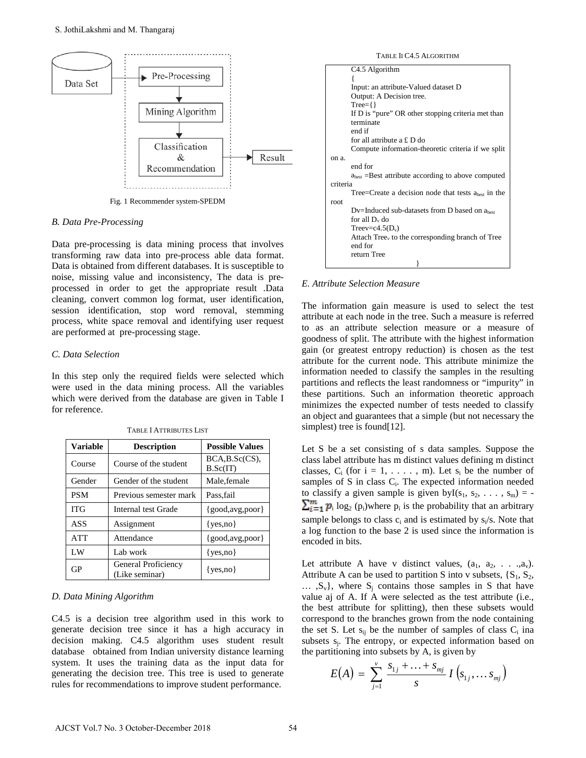Fig. 1 Recommender system-SPEDM

### B. Data Pre-Processing

Data pre-processing is data mining process that involves transforming raw data into pre-process able data format. Data is obtained from different databases. It is susceptible to noise, missing value and inconsistency, The data is pre-processed in order to get the appropriate result .Data cleaning, convert common log format, user identification, session identification, stop word removal, stemming process, white space removal and identifying user request are performed at pre-processing stage.

### C. Data Selection

In this step only the required fields were selected which were used in the data mining process. All the variables which were derived from the database are given in Table I for reference.

TABLE I ATTRIBUTES LIST

| Variable | Description | Possible Values |
|---|---|---|
| Course | Course of the student | BCA,B.Sc(CS), B.Sc(IT) |
| Gender | Gender of the student | Male,female |
| PSM | Previous semester mark | Pass,fail |
| ITG | Internal test Grade | {good,avg,poor} |
| ASS | Assignment | {yes,no} |
| ATT | Attendance | {good,avg,poor} |
| LW | Lab work | {yes,no} |
| GP | General Proficiency (Like seminar) | {yes,no} |

### D. Data Mining Algorithm

C4.5 is a decision tree algorithm used in this work to generate decision tree since it has a high accuracy in decision making. C4.5 algorithm uses student result database obtained from Indian university distance learning system. It uses the training data as the input data for generating the decision tree. This tree is used to generate rules for recommendations to improve student performance.

TABLE II C4.5 ALGORITHM

```
C4.5 Algorithm
{
Input: an attribute-Valued dataset D
Output: A Decision tree.
Tree={}
If D is "pure" OR other stopping criteria met than terminate
end if
for all attribute a £ D do
Compute information-theoretic criteria if we split on a.
end for
a_best =Best attribute according to above computed criteria
Tree=Create a decision node that tests a_best in the root
Dv=Induced sub-datasets from D based on a_best
for all D_v do
Treev=c4.5(D_v)
Attach Tree_v to the corresponding branch of Tree
end for
return Tree
}
```

### E. Attribute Selection Measure

The information gain measure is used to select the test attribute at each node in the tree. Such a measure is referred to as an attribute selection measure or a measure of goodness of split. The attribute with the highest information gain (or greatest entropy reduction) is chosen as the test attribute for the current node. This attribute minimize the information needed to classify the samples in the resulting partitions and reflects the least randomness or "impurity" in these partitions. Such an information theoretic approach minimizes the expected number of tests needed to classify an object and guarantees that a simple (but not necessary the simplest) tree is found[12].

Let S be a set consisting of s data samples. Suppose the class label attribute has m distinct values defining m distinct classes, $C_i$ (for i = 1, . . . . , m). Let $s_i$ be the number of samples of S in class $C_i$. The expected information needed to classify a given sample is given by$I(s_1, s_2, \ldots, s_m) = -\sum_{i=1}^{m} p_i \log_2 (p_i)$where $p_i$ is the probability that an arbitrary sample belongs to class $c_i$ and is estimated by $s_i/s$. Note that a log function to the base 2 is used since the information is encoded in bits.

Let attribute A have v distinct values, $(a_1, a_2, \ldots, a_v)$. Attribute A can be used to partition S into v subsets, $\{S_1, S_2, \ldots, S_v\}$, where $S_j$ contains those samples in S that have value aj of A. If A were selected as the test attribute (i.e., the best attribute for splitting), then these subsets would correspond to the branches grown from the node containing the set S. Let $s_{ij}$ be the number of samples of class $C_i$ ina subsets $s_j$. The entropy, or expected information based on the partitioning into subsets by A, is given by

$$E(A) = \sum_{j=1}^{v} \frac{s_{1j} + \ldots + s_{mj}}{s} I\left(s_{1j}, \ldots s_{mj}\right)$$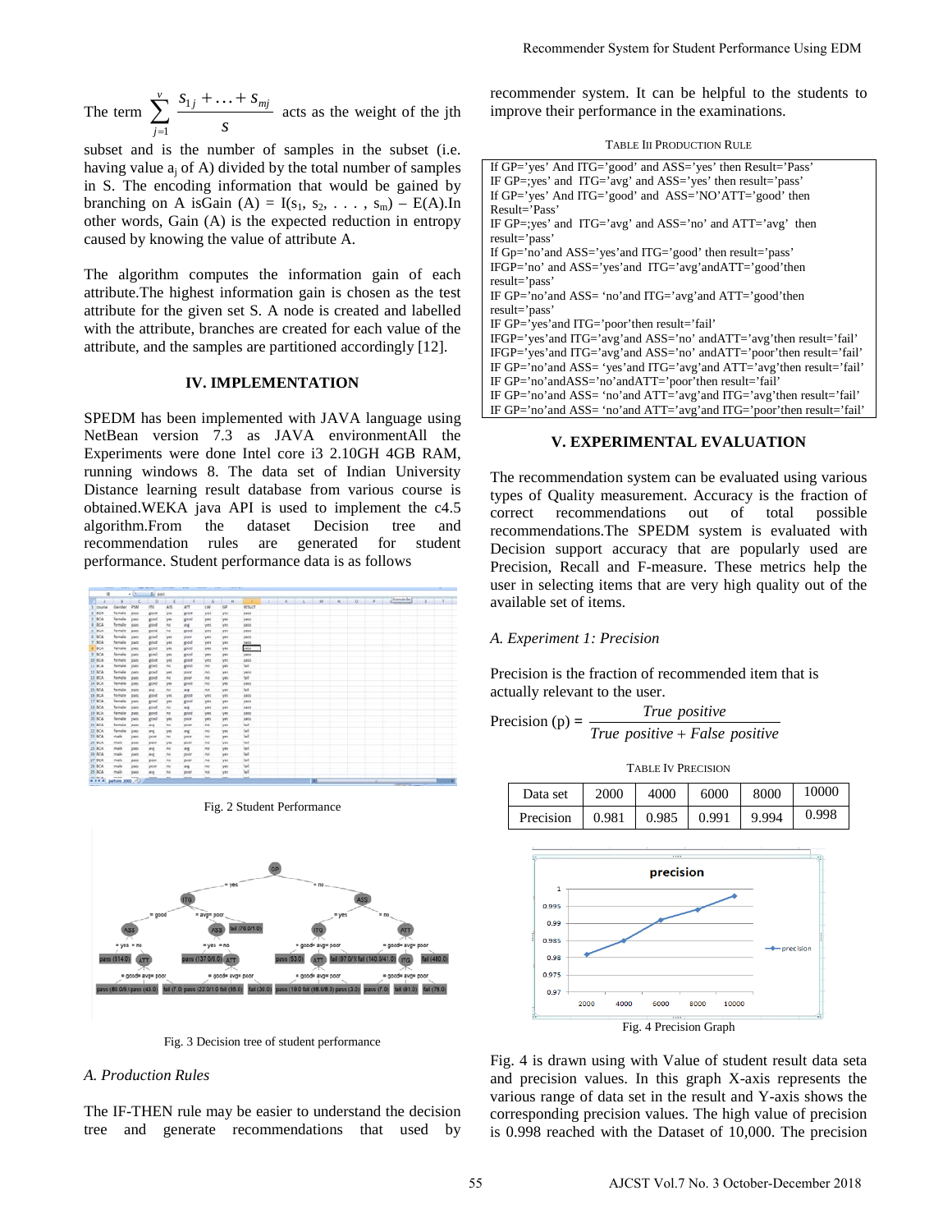The term $\sum_{j=1}^{v} \frac{s_{1j} + \ldots + s_{mj}}{s}$ acts as the weight of the jth subset and is the number of samples in the subset (i.e. having value $a_j$ of A) divided by the total number of samples in S. The encoding information that would be gained by branching on A isGain (A) = I($s_1$, $s_2$, . . . , $s_m$) – E(A).In other words, Gain (A) is the expected reduction in entropy caused by knowing the value of attribute A.

The algorithm computes the information gain of each attribute.The highest information gain is chosen as the test attribute for the given set S. A node is created and labelled with the attribute, branches are created for each value of the attribute, and the samples are partitioned accordingly [12].

## IV. IMPLEMENTATION

SPEDM has been implemented with JAVA language using NetBean version 7.3 as JAVA environmentAll the Experiments were done Intel core i3 2.10GH 4GB RAM, running windows 8. The data set of Indian University Distance learning result database from various course is obtained.WEKA java API is used to implement the c4.5 algorithm.From the dataset Decision tree and recommendation rules are generated for student performance. Student performance data is as follows

Fig. 2 Student Performance

Fig. 3 Decision tree of student performance

### A. Production Rules

The IF-THEN rule may be easier to understand the decision tree and generate recommendations that used by recommender system. It can be helpful to the students to improve their performance in the examinations.

TABLE III PRODUCTION RULE

| |
|---|
| If GP='yes' And ITG='good' and ASS='yes' then Result='Pass' |
| IF GP=;yes' and ITG='avg' and ASS='yes' then result='pass' |
| If GP='yes' And ITG='good' and ASS='NO'ATT='good' then Result='Pass' |
| IF GP=;yes' and ITG='avg' and ASS='no' and ATT='avg' then result='pass' |
| If Gp='no'and ASS='yes'and ITG='good' then result='pass' |
| IFGP='no' and ASS='yes'and ITG='avg'andATT='good'then result='pass' |
| IF GP='no'and ASS= 'no'and ITG='avg'and ATT='good'then result='pass' |
| IF GP='yes'and ITG='poor'then result='fail' |
| IFGP='yes'and ITG='avg'and ASS='no' andATT='avg'then result='fail' |
| IFGP='yes'and ITG='avg'and ASS='no' andATT='poor'then result='fail' |
| IF GP='no'and ASS= 'yes'and ITG='avg'and ATT='avg'then result='fail' |
| IF GP='no'andASS='no'andATT='poor'then result='fail' |
| IF GP='no'and ASS= 'no'and ATT='avg'and ITG='avg'then result='fail' |
| IF GP='no'and ASS= 'no'and ATT='avg'and ITG='poor'then result='fail' |

## V. EXPERIMENTAL EVALUATION

The recommendation system can be evaluated using various types of Quality measurement. Accuracy is the fraction of correct recommendations out of total possible recommendations.The SPEDM system is evaluated with Decision support accuracy that are popularly used are Precision, Recall and F-measure. These metrics help the user in selecting items that are very high quality out of the available set of items.

### A. Experiment 1: Precision

Precision is the fraction of recommended item that is actually relevant to the user.

$$\text{Precision (p)} = \frac{\text{True positive}}{\text{True positive + False positive}}$$

TABLE IV PRECISION

| Data set | 2000 | 4000 | 6000 | 8000 | 10000 |
|---|---|---|---|---|---|
| Precision | 0.981 | 0.985 | 0.991 | 9.994 | 0.998 |

Fig. 4 Precision Graph

Fig. 4 is drawn using with Value of student result data seta and precision values. In this graph X-axis represents the various range of data set in the result and Y-axis shows the corresponding precision values. The high value of precision is 0.998 reached with the Dataset of 10,000. The precision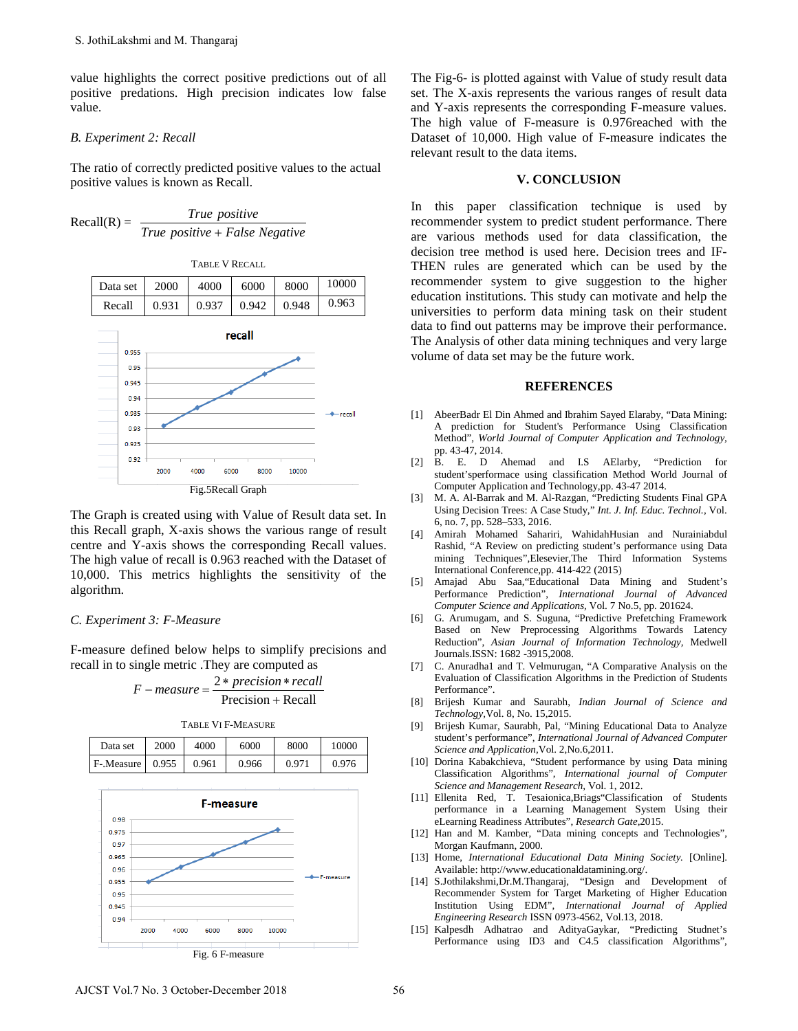value highlights the correct positive predictions out of all positive predations. High precision indicates low false value.

*B. Experiment 2: Recall*

The ratio of correctly predicted positive values to the actual positive values is known as Recall.

$$\text{Recall(R)} = \frac{True\ positive}{True\ positive + False\ Negative}$$

TABLE V RECALL

| Data set | 2000 | 4000 | 6000 | 8000 | 10000 |
|---|---|---|---|---|---|
| Recall | 0.931 | 0.937 | 0.942 | 0.948 | 0.963 |

Fig.5Recall Graph

The Graph is created using with Value of Result data set. In this Recall graph, X-axis shows the various range of result centre and Y-axis shows the corresponding Recall values. The high value of recall is 0.963 reached with the Dataset of 10,000. This metrics highlights the sensitivity of the algorithm.

*C. Experiment 3: F-Measure*

F-measure defined below helps to simplify precisions and recall in to single metric .They are computed as

$$F - measure = \frac{2 * precision * recall}{\text{Precision} + \text{Recall}}$$

TABLE VI F-MEASURE

| Data set | 2000 | 4000 | 6000 | 8000 | 10000 |
|---|---|---|---|---|---|
| F-.Measure | 0.955 | 0.961 | 0.966 | 0.971 | 0.976 |

Fig. 6 F-measure

The Fig-6- is plotted against with Value of study result data set. The X-axis represents the various ranges of result data and Y-axis represents the corresponding F-measure values. The high value of F-measure is 0.976reached with the Dataset of 10,000. High value of F-measure indicates the relevant result to the data items.

## V. CONCLUSION

In this paper classification technique is used by recommender system to predict student performance. There are various methods used for data classification, the decision tree method is used here. Decision trees and IF-THEN rules are generated which can be used by the recommender system to give suggestion to the higher education institutions. This study can motivate and help the universities to perform data mining task on their student data to find out patterns may be improve their performance. The Analysis of other data mining techniques and very large volume of data set may be the future work.

## REFERENCES

[1] AbeerBadr El Din Ahmed and Ibrahim Sayed Elaraby, "Data Mining: A prediction for Student's Performance Using Classification Method", *World Journal of Computer Application and Technology*, pp. 43-47, 2014.

[2] B. E. D Ahemad and I.S AElarby, "Prediction for student'sperformace using classification Method World Journal of Computer Application and Technology,pp. 43-47 2014.

[3] M. A. Al-Barrak and M. Al-Razgan, "Predicting Students Final GPA Using Decision Trees: A Case Study," *Int. J. Inf. Educ. Technol.*, Vol. 6, no. 7, pp. 528–533, 2016.

[4] Amirah Mohamed Sahariri, WahidahHusian and Nurainiabdul Rashid, "A Review on predicting student's performance using Data mining Techniques",Elesevier,The Third Information Systems International Conference,pp. 414-422 (2015)

[5] Amajad Abu Saa,"Educational Data Mining and Student's Performance Prediction", *International Journal of Advanced Computer Science and Applications*, Vol. 7 No.5, pp. 201624.

[6] G. Arumugam, and S. Suguna, "Predictive Prefetching Framework Based on New Preprocessing Algorithms Towards Latency Reduction", *Asian Journal of Information Technology*, Medwell Journals.ISSN: 1682 -3915,2008.

[7] C. Anuradha1 and T. Velmurugan, "A Comparative Analysis on the Evaluation of Classification Algorithms in the Prediction of Students Performance".

[8] Brijesh Kumar and Saurabh, *Indian Journal of Science and Technology*,Vol. 8, No. 15,2015.

[9] Brijesh Kumar, Saurabh, Pal, "Mining Educational Data to Analyze student's performance", *International Journal of Advanced Computer Science and Application*,Vol. 2,No.6,2011.

[10] Dorina Kabakchieva, "Student performance by using Data mining Classification Algorithms", *International journal of Computer Science and Management Research*, Vol. 1, 2012.

[11] Ellenita Red, T. Tesaionica,Briags"Classification of Students performance in a Learning Management System Using their eLearning Readiness Attributes", *Research Gate*,2015.

[12] Han and M. Kamber, "Data mining concepts and Technologies", Morgan Kaufmann, 2000.

[13] Home, *International Educational Data Mining Society.* [Online]. Available: http://www.educationaldatamining.org/.

[14] S.Jothilakshmi,Dr.M.Thangaraj, "Design and Development of Recommender System for Target Marketing of Higher Education Institution Using EDM", *International Journal of Applied Engineering Research* ISSN 0973-4562, Vol.13, 2018.

[15] Kalpesdh Adhatrao and AdityaGaykar, "Predicting Studnet's Performance using ID3 and C4.5 classification Algorithms",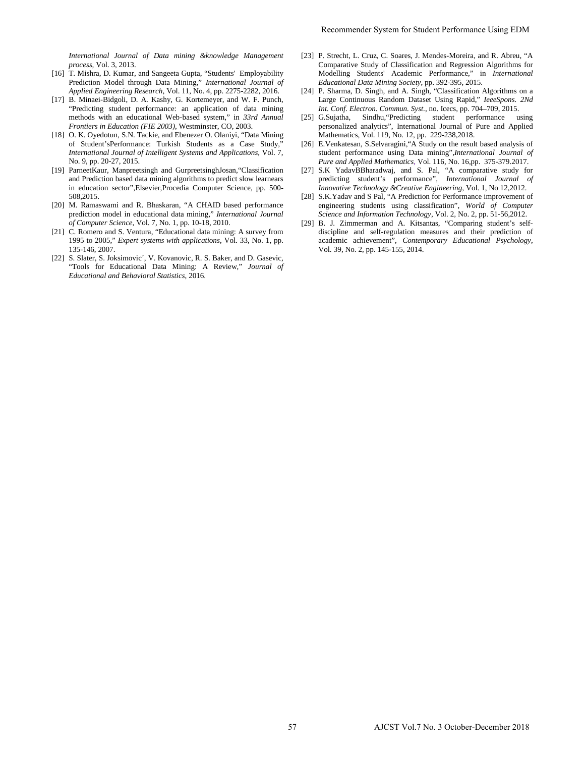*International Journal of Data mining &knowledge Management process*, Vol. 3, 2013.

[16] T. Mishra, D. Kumar, and Sangeeta Gupta, "Students' Employability Prediction Model through Data Mining," *International Journal of Applied Engineering Research*, Vol. 11, No. 4, pp. 2275-2282, 2016.

[17] B. Minaei-Bidgoli, D. A. Kashy, G. Kortemeyer, and W. F. Punch, "Predicting student performance: an application of data mining methods with an educational Web-based system," in *33rd Annual Frontiers in Education (FIE 2003)*, Westminster, CO, 2003.

[18] O. K. Oyedotun, S.N. Tackie, and Ebenezer O. Olaniyi, "Data Mining of Student'sPerformance: Turkish Students as a Case Study," *International Journal of Intelligent Systems and Applications*, Vol. 7, No. 9, pp. 20-27, 2015.

[19] ParneetKaur, Manpreetsingh and GurpreetsinghJosan,"Classification and Prediction based data mining algorithms to predict slow learnears in education sector",Elsevier,Procedia Computer Science, pp. 500-508,2015.

[20] M. Ramaswami and R. Bhaskaran, "A CHAID based performance prediction model in educational data mining," *International Journal of Computer Science*, Vol. 7, No. 1, pp. 10-18, 2010.

[21] C. Romero and S. Ventura, "Educational data mining: A survey from 1995 to 2005," *Expert systems with applications*, Vol. 33, No. 1, pp. 135-146, 2007.

[22] S. Slater, S. Joksimovic´, V. Kovanovic, R. S. Baker, and D. Gasevic, "Tools for Educational Data Mining: A Review," *Journal of Educational and Behavioral Statistics*, 2016.

[23] P. Strecht, L. Cruz, C. Soares, J. Mendes-Moreira, and R. Abreu, "A Comparative Study of Classification and Regression Algorithms for Modelling Students' Academic Performance," in *International Educational Data Mining Society*, pp. 392-395, 2015.

[24] P. Sharma, D. Singh, and A. Singh, "Classification Algorithms on a Large Continuous Random Dataset Using Rapid," *IeeeSpons. 2Nd Int. Conf. Electron. Commun. Syst.*, no. Icecs, pp. 704–709, 2015.

[25] G.Sujatha, Sindhu,"Predicting student performance using personalized analytics", International Journal of Pure and Applied Mathematics, Vol. 119, No. 12, pp. 229-238,2018.

[26] E.Venkatesan, S.Selvaragini,"A Study on the result based analysis of student performance using Data mining",*International Journal of Pure and Applied Mathematics,* Vol. 116, No. 16,pp. 375-379.2017.

[27] S.K YadavBBharadwaj, and S. Pal, "A comparative study for predicting student's performance", *International Journal of Innovative Technology &Creative Engineering*, Vol. 1, No 12,2012.

[28] S.K.Yadav and S Pal, "A Prediction for Performance improvement of engineering students using classification", *World of Computer Science and Information Technology*, Vol. 2, No. 2, pp. 51-56,2012.

[29] B. J. Zimmerman and A. Kitsantas, "Comparing student's self-discipline and self-regulation measures and their prediction of academic achievement", *Contemporary Educational Psychology*, Vol. 39, No. 2, pp. 145-155, 2014.